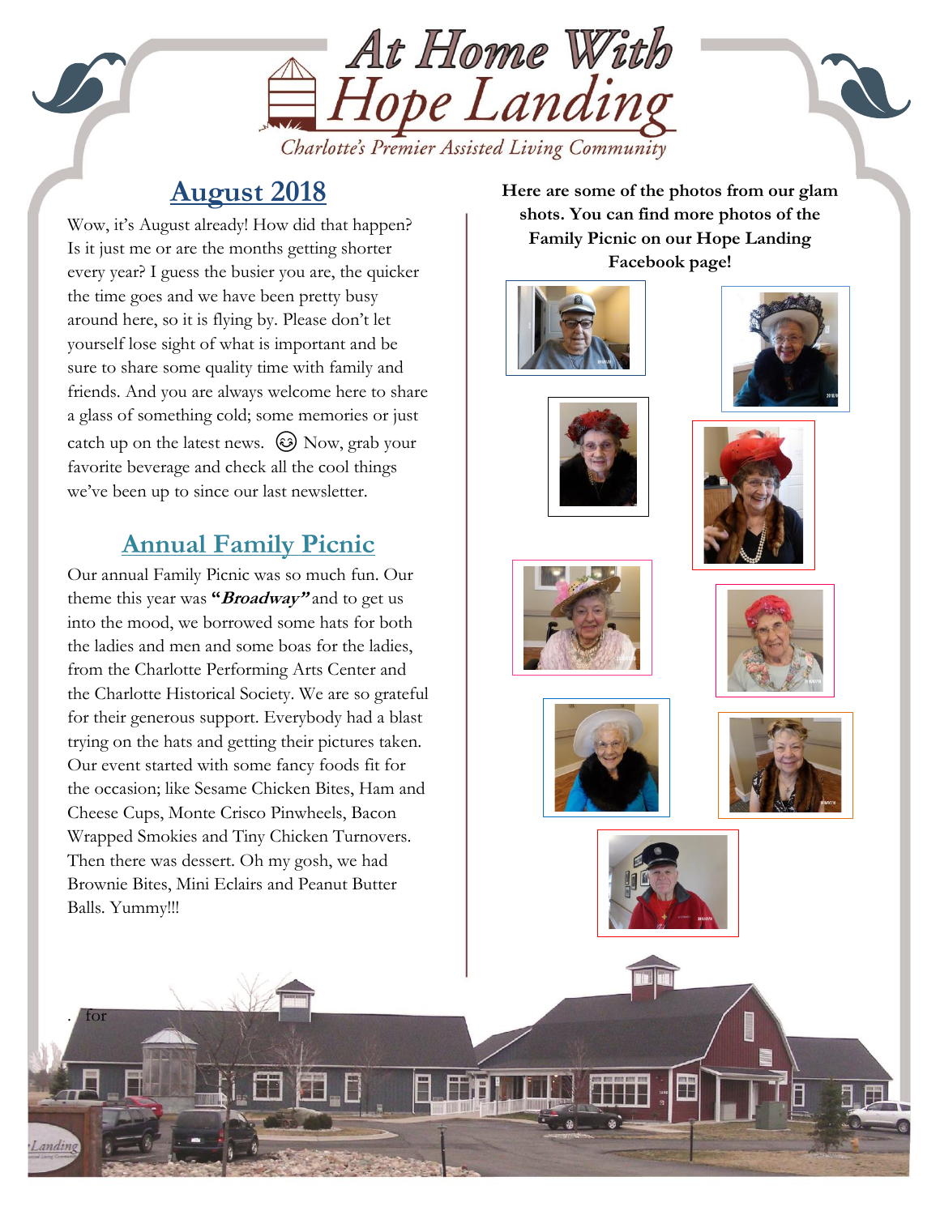# At Home With Hope Landing

*Charlotte's Premier Assisted Living Community*

## August 2018

Wow, it's August already! How did that happen? Is it just me or are the months getting shorter every year? I guess the busier you are, the quicker the time goes and we have been pretty busy around here, so it is flying by. Please don't let yourself lose sight of what is important and be sure to share some quality time with family and friends. And you are always welcome here to share a glass of something cold; some memories or just catch up on the latest news. 😊 Now, grab your favorite beverage and check all the cool things we've been up to since our last newsletter.

## Annual Family Picnic

Our annual Family Picnic was so much fun. Our theme this year was **"*Broadway*"** and to get us into the mood, we borrowed some hats for both the ladies and men and some boas for the ladies, from the Charlotte Performing Arts Center and the Charlotte Historical Society. We are so grateful for their generous support. Everybody had a blast trying on the hats and getting their pictures taken. Our event started with some fancy foods fit for the occasion; like Sesame Chicken Bites, Ham and Cheese Cups, Monte Crisco Pinwheels, Bacon Wrapped Smokies and Tiny Chicken Turnovers. Then there was dessert. Oh my gosh, we had Brownie Bites, Mini Eclairs and Peanut Butter Balls. Yummy!!!

**Here are some of the photos from our glam shots. You can find more photos of the Family Picnic on our Hope Landing Facebook page!**

. for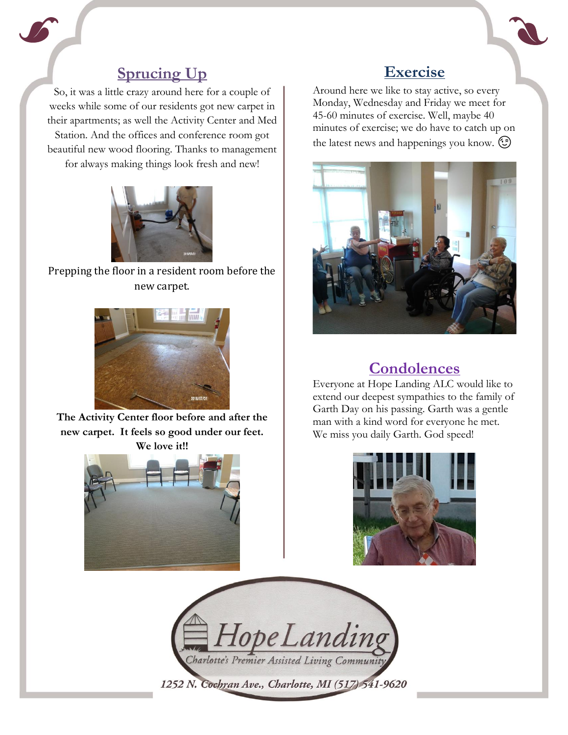## Sprucing Up

So, it was a little crazy around here for a couple of weeks while some of our residents got new carpet in their apartments; as well the Activity Center and Med Station. And the offices and conference room got beautiful new wood flooring. Thanks to management for always making things look fresh and new!

Prepping the floor in a resident room before the new carpet.

**The Activity Center floor before and after the new carpet. It feels so good under our feet. We love it!!**

## Exercise

Around here we like to stay active, so every Monday, Wednesday and Friday we meet for 45-60 minutes of exercise. Well, maybe 40 minutes of exercise; we do have to catch up on the latest news and happenings you know. 😉

## Condolences

Everyone at Hope Landing ALC would like to extend our deepest sympathies to the family of Garth Day on his passing. Garth was a gentle man with a kind word for everyone he met. We miss you daily Garth. God speed!

Hope Landing

*Charlotte's Premier Assisted Living Community*

*1252 N. Cochran Ave., Charlotte, MI (517) 541-9620*